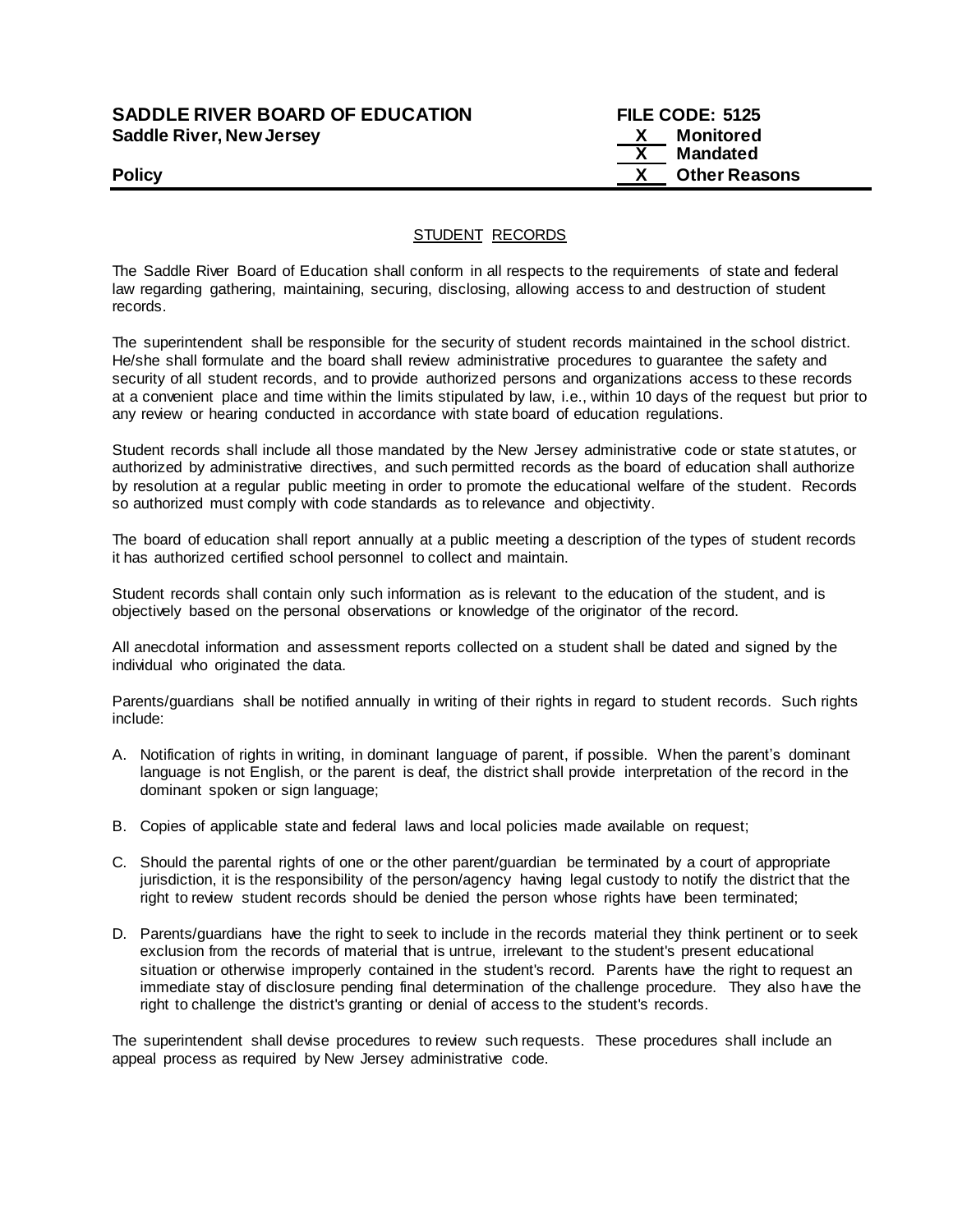**SADDLE RIVER BOARD OF EDUCATION** **FILE CODE: 5125**
**Saddle River, New Jersey**
**X Monitored**
**X Mandated**
**Policy** **X Other Reasons**

## STUDENT RECORDS

The Saddle River Board of Education shall conform in all respects to the requirements of state and federal law regarding gathering, maintaining, securing, disclosing, allowing access to and destruction of student records.

The superintendent shall be responsible for the security of student records maintained in the school district. He/she shall formulate and the board shall review administrative procedures to guarantee the safety and security of all student records, and to provide authorized persons and organizations access to these records at a convenient place and time within the limits stipulated by law, i.e., within 10 days of the request but prior to any review or hearing conducted in accordance with state board of education regulations.

Student records shall include all those mandated by the New Jersey administrative code or state statutes, or authorized by administrative directives, and such permitted records as the board of education shall authorize by resolution at a regular public meeting in order to promote the educational welfare of the student. Records so authorized must comply with code standards as to relevance and objectivity.

The board of education shall report annually at a public meeting a description of the types of student records it has authorized certified school personnel to collect and maintain.

Student records shall contain only such information as is relevant to the education of the student, and is objectively based on the personal observations or knowledge of the originator of the record.

All anecdotal information and assessment reports collected on a student shall be dated and signed by the individual who originated the data.

Parents/guardians shall be notified annually in writing of their rights in regard to student records. Such rights include:

A. Notification of rights in writing, in dominant language of parent, if possible. When the parent's dominant language is not English, or the parent is deaf, the district shall provide interpretation of the record in the dominant spoken or sign language;

B. Copies of applicable state and federal laws and local policies made available on request;

C. Should the parental rights of one or the other parent/guardian be terminated by a court of appropriate jurisdiction, it is the responsibility of the person/agency having legal custody to notify the district that the right to review student records should be denied the person whose rights have been terminated;

D. Parents/guardians have the right to seek to include in the records material they think pertinent or to seek exclusion from the records of material that is untrue, irrelevant to the student's present educational situation or otherwise improperly contained in the student's record. Parents have the right to request an immediate stay of disclosure pending final determination of the challenge procedure. They also have the right to challenge the district's granting or denial of access to the student's records.

The superintendent shall devise procedures to review such requests. These procedures shall include an appeal process as required by New Jersey administrative code.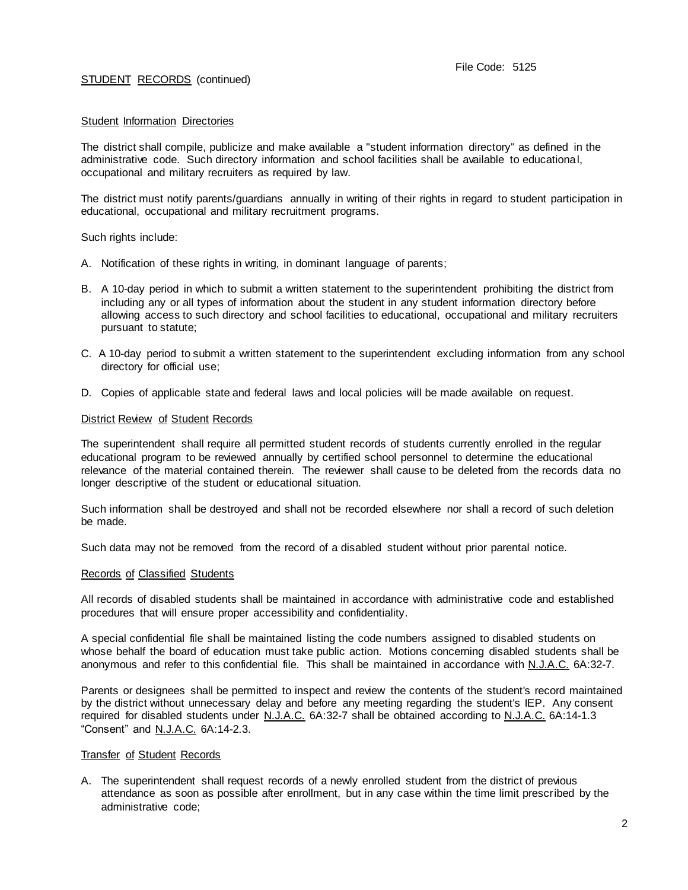## STUDENT RECORDS (continued)

### Student Information Directories

The district shall compile, publicize and make available a "student information directory" as defined in the administrative code. Such directory information and school facilities shall be available to educational, occupational and military recruiters as required by law.

The district must notify parents/guardians annually in writing of their rights in regard to student participation in educational, occupational and military recruitment programs.

Such rights include:

A. Notification of these rights in writing, in dominant language of parents;

B. A 10-day period in which to submit a written statement to the superintendent prohibiting the district from including any or all types of information about the student in any student information directory before allowing access to such directory and school facilities to educational, occupational and military recruiters pursuant to statute;

C. A 10-day period to submit a written statement to the superintendent excluding information from any school directory for official use;

D. Copies of applicable state and federal laws and local policies will be made available on request.

### District Review of Student Records

The superintendent shall require all permitted student records of students currently enrolled in the regular educational program to be reviewed annually by certified school personnel to determine the educational relevance of the material contained therein. The reviewer shall cause to be deleted from the records data no longer descriptive of the student or educational situation.

Such information shall be destroyed and shall not be recorded elsewhere nor shall a record of such deletion be made.

Such data may not be removed from the record of a disabled student without prior parental notice.

### Records of Classified Students

All records of disabled students shall be maintained in accordance with administrative code and established procedures that will ensure proper accessibility and confidentiality.

A special confidential file shall be maintained listing the code numbers assigned to disabled students on whose behalf the board of education must take public action. Motions concerning disabled students shall be anonymous and refer to this confidential file. This shall be maintained in accordance with N.J.A.C. 6A:32-7.

Parents or designees shall be permitted to inspect and review the contents of the student's record maintained by the district without unnecessary delay and before any meeting regarding the student's IEP. Any consent required for disabled students under N.J.A.C. 6A:32-7 shall be obtained according to N.J.A.C. 6A:14-1.3 "Consent" and N.J.A.C. 6A:14-2.3.

### Transfer of Student Records

A. The superintendent shall request records of a newly enrolled student from the district of previous attendance as soon as possible after enrollment, but in any case within the time limit prescribed by the administrative code;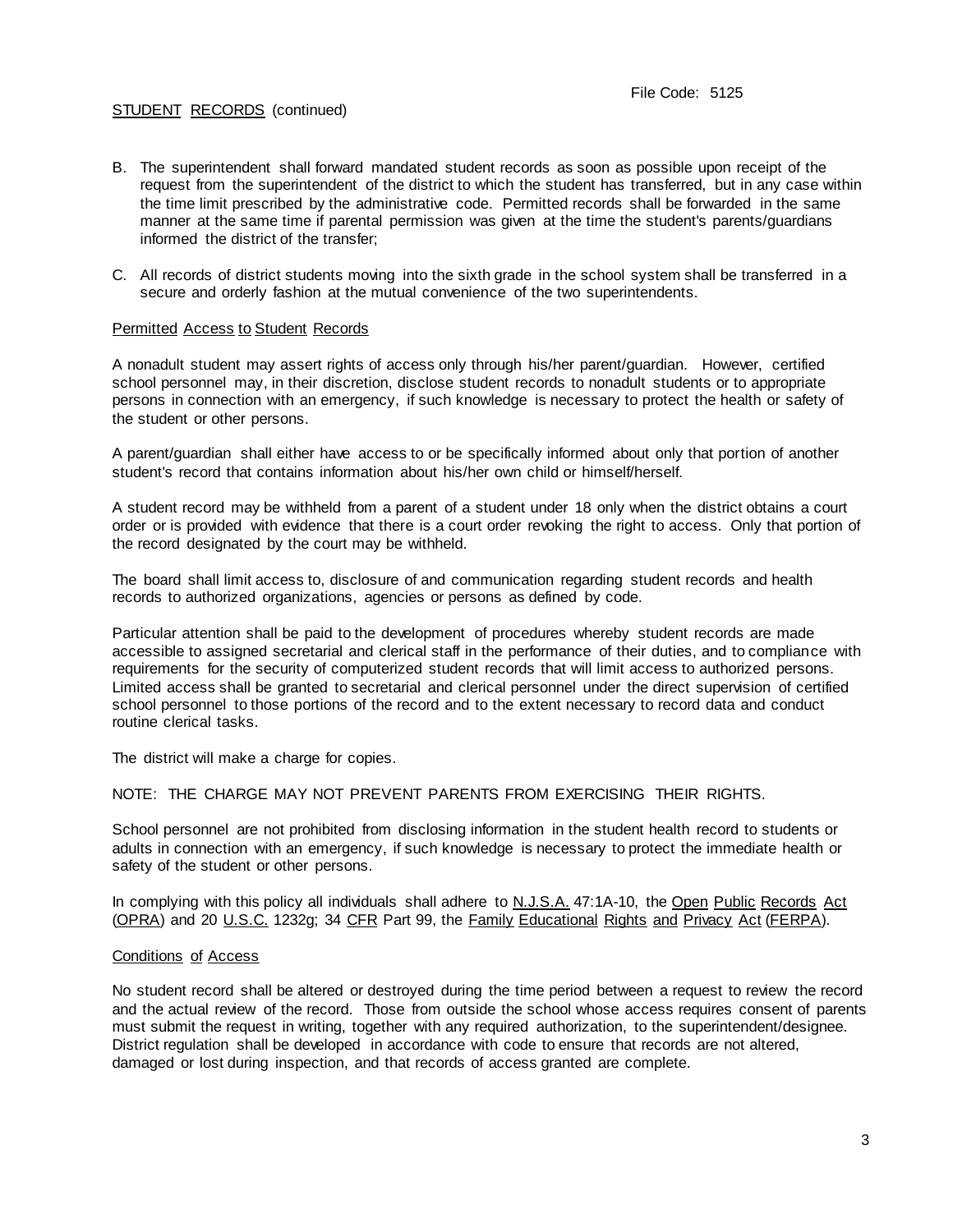B. The superintendent shall forward mandated student records as soon as possible upon receipt of the request from the superintendent of the district to which the student has transferred, but in any case within the time limit prescribed by the administrative code. Permitted records shall be forwarded in the same manner at the same time if parental permission was given at the time the student's parents/guardians informed the district of the transfer;

C. All records of district students moving into the sixth grade in the school system shall be transferred in a secure and orderly fashion at the mutual convenience of the two superintendents.

Permitted Access to Student Records

A nonadult student may assert rights of access only through his/her parent/guardian. However, certified school personnel may, in their discretion, disclose student records to nonadult students or to appropriate persons in connection with an emergency, if such knowledge is necessary to protect the health or safety of the student or other persons.

A parent/guardian shall either have access to or be specifically informed about only that portion of another student's record that contains information about his/her own child or himself/herself.

A student record may be withheld from a parent of a student under 18 only when the district obtains a court order or is provided with evidence that there is a court order revoking the right to access. Only that portion of the record designated by the court may be withheld.

The board shall limit access to, disclosure of and communication regarding student records and health records to authorized organizations, agencies or persons as defined by code.

Particular attention shall be paid to the development of procedures whereby student records are made accessible to assigned secretarial and clerical staff in the performance of their duties, and to compliance with requirements for the security of computerized student records that will limit access to authorized persons. Limited access shall be granted to secretarial and clerical personnel under the direct supervision of certified school personnel to those portions of the record and to the extent necessary to record data and conduct routine clerical tasks.

The district will make a charge for copies.

NOTE: THE CHARGE MAY NOT PREVENT PARENTS FROM EXERCISING THEIR RIGHTS.

School personnel are not prohibited from disclosing information in the student health record to students or adults in connection with an emergency, if such knowledge is necessary to protect the immediate health or safety of the student or other persons.

In complying with this policy all individuals shall adhere to N.J.S.A. 47:1A-10, the Open Public Records Act (OPRA) and 20 U.S.C. 1232g; 34 CFR Part 99, the Family Educational Rights and Privacy Act (FERPA).

Conditions of Access

No student record shall be altered or destroyed during the time period between a request to review the record and the actual review of the record. Those from outside the school whose access requires consent of parents must submit the request in writing, together with any required authorization, to the superintendent/designee. District regulation shall be developed in accordance with code to ensure that records are not altered, damaged or lost during inspection, and that records of access granted are complete.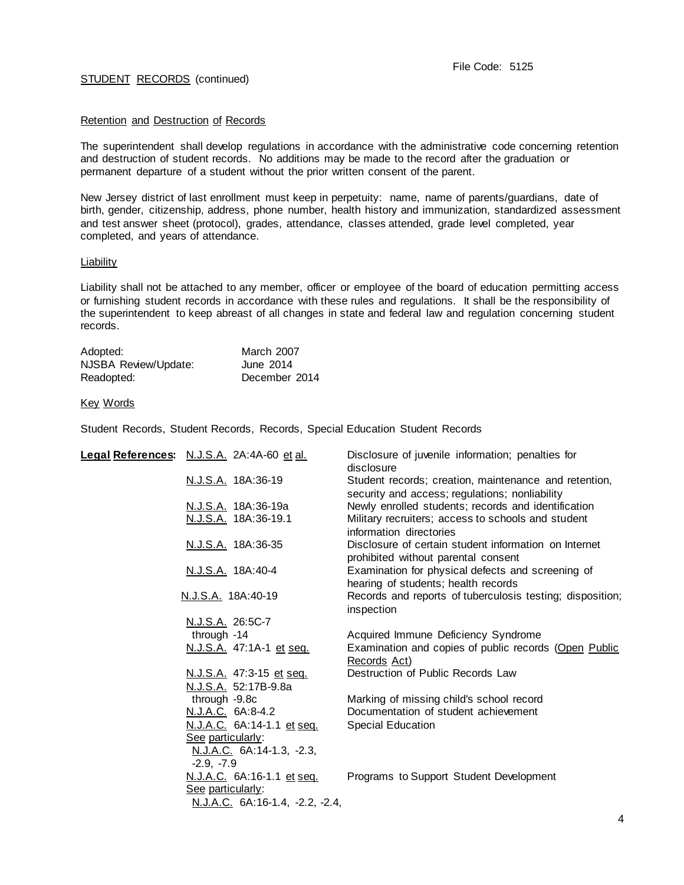File Code: 5125

STUDENT RECORDS (continued)

## Retention and Destruction of Records

The superintendent shall develop regulations in accordance with the administrative code concerning retention and destruction of student records. No additions may be made to the record after the graduation or permanent departure of a student without the prior written consent of the parent.

New Jersey district of last enrollment must keep in perpetuity: name, name of parents/guardians, date of birth, gender, citizenship, address, phone number, health history and immunization, standardized assessment and test answer sheet (protocol), grades, attendance, classes attended, grade level completed, year completed, and years of attendance.

## Liability

Liability shall not be attached to any member, officer or employee of the board of education permitting access or furnishing student records in accordance with these rules and regulations. It shall be the responsibility of the superintendent to keep abreast of all changes in state and federal law and regulation concerning student records.

| | |
|---|---|
| Adopted: | March 2007 |
| NJSBA Review/Update: | June 2014 |
| Readopted: | December 2014 |

## Key Words

Student Records, Student Records, Records, Special Education Student Records

| **Legal References:** | | |
|---|---|---|
| | N.J.S.A. 2A:4A-60 et al. | Disclosure of juvenile information; penalties for disclosure |
| | N.J.S.A. 18A:36-19 | Student records; creation, maintenance and retention, security and access; regulations; nonliability |
| | N.J.S.A. 18A:36-19a | Newly enrolled students; records and identification |
| | N.J.S.A. 18A:36-19.1 | Military recruiters; access to schools and student information directories |
| | N.J.S.A. 18A:36-35 | Disclosure of certain student information on Internet prohibited without parental consent |
| | N.J.S.A. 18A:40-4 | Examination for physical defects and screening of hearing of students; health records |
| | N.J.S.A. 18A:40-19 | Records and reports of tuberculosis testing; disposition; inspection |
| | N.J.S.A. 26:5C-7 through -14 | Acquired Immune Deficiency Syndrome |
| | N.J.S.A. 47:1A-1 et seq. | Examination and copies of public records (Open Public Records Act) |
| | N.J.S.A. 47:3-15 et seq. | Destruction of Public Records Law |
| | N.J.S.A. 52:17B-9.8a through -9.8c | Marking of missing child's school record |
| | N.J.A.C. 6A:8-4.2 | Documentation of student achievement |
| | N.J.A.C. 6A:14-1.1 et seq. See particularly: N.J.A.C. 6A:14-1.3, -2.3, -2.9, -7.9 | Special Education |
| | N.J.A.C. 6A:16-1.1 et seq. See particularly: N.J.A.C. 6A:16-1.4, -2.2, -2.4, | Programs to Support Student Development |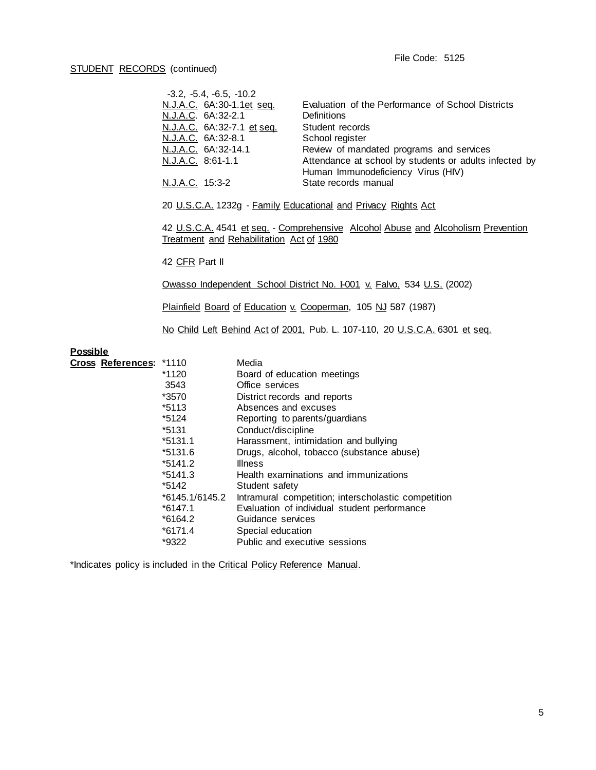File Code: 5125

STUDENT RECORDS (continued)

| | |
|---|---|
| -3.2, -5.4, -6.5, -10.2 | |
| N.J.A.C. 6A:30-1.1et seq. | Evaluation of the Performance of School Districts |
| N.J.A.C. 6A:32-2.1 | Definitions |
| N.J.A.C. 6A:32-7.1 et seq. | Student records |
| N.J.A.C. 6A:32-8.1 | School register |
| N.J.A.C. 6A:32-14.1 | Review of mandated programs and services |
| N.J.A.C. 8:61-1.1 | Attendance at school by students or adults infected by Human Immunodeficiency Virus (HIV) |
| N.J.A.C. 15:3-2 | State records manual |

20 U.S.C.A. 1232g - Family Educational and Privacy Rights Act

42 U.S.C.A. 4541 et seq. - Comprehensive Alcohol Abuse and Alcoholism Prevention Treatment and Rehabilitation Act of 1980

42 CFR Part II

Owasso Independent School District No. I-001 v. Falvo, 534 U.S. (2002)

Plainfield Board of Education v. Cooperman, 105 NJ 587 (1987)

No Child Left Behind Act of 2001, Pub. L. 107-110, 20 U.S.C.A. 6301 et seq.

**Possible Cross References:**

| | |
|---|---|
| *1110 | Media |
| *1120 | Board of education meetings |
| 3543 | Office services |
| *3570 | District records and reports |
| *5113 | Absences and excuses |
| *5124 | Reporting to parents/guardians |
| *5131 | Conduct/discipline |
| *5131.1 | Harassment, intimidation and bullying |
| *5131.6 | Drugs, alcohol, tobacco (substance abuse) |
| *5141.2 | Illness |
| *5141.3 | Health examinations and immunizations |
| *5142 | Student safety |
| *6145.1/6145.2 | Intramural competition; interscholastic competition |
| *6147.1 | Evaluation of individual student performance |
| *6164.2 | Guidance services |
| *6171.4 | Special education |
| *9322 | Public and executive sessions |

*Indicates policy is included in the Critical Policy Reference Manual.